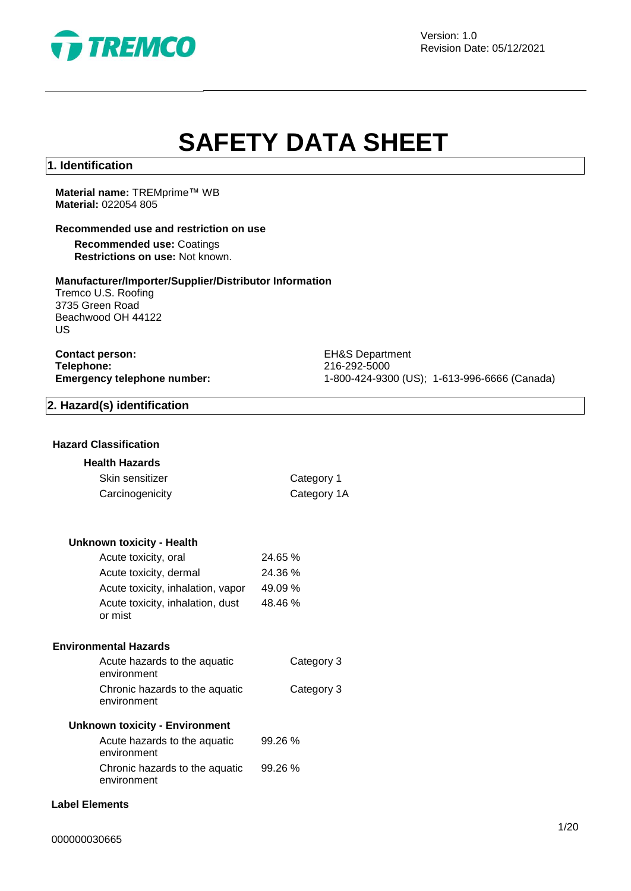Version: 1.0
Revision Date: 05/12/2021

# SAFETY DATA SHEET

## 1. Identification

**Material name:** TREMprime™ WB
**Material:** 022054 805

**Recommended use and restriction on use**

**Recommended use:** Coatings
**Restrictions on use:** Not known.

**Manufacturer/Importer/Supplier/Distributor Information**
Tremco U.S. Roofing
3735 Green Road
Beachwood OH 44122
US

| | |
|---|---|
| **Contact person:** | EH&S Department |
| **Telephone:** | 216-292-5000 |
| **Emergency telephone number:** | 1-800-424-9300 (US); 1-613-996-6666 (Canada) |

## 2. Hazard(s) identification

**Hazard Classification**

**Health Hazards**

| | |
|---|---|
| Skin sensitizer | Category 1 |
| Carcinogenicity | Category 1A |

**Unknown toxicity - Health**

| | |
|---|---|
| Acute toxicity, oral | 24.65 % |
| Acute toxicity, dermal | 24.36 % |
| Acute toxicity, inhalation, vapor | 49.09 % |
| Acute toxicity, inhalation, dust or mist | 48.46 % |

**Environmental Hazards**

| | |
|---|---|
| Acute hazards to the aquatic environment | Category 3 |
| Chronic hazards to the aquatic environment | Category 3 |

**Unknown toxicity - Environment**

| | |
|---|---|
| Acute hazards to the aquatic environment | 99.26 % |
| Chronic hazards to the aquatic environment | 99.26 % |

**Label Elements**

000000030665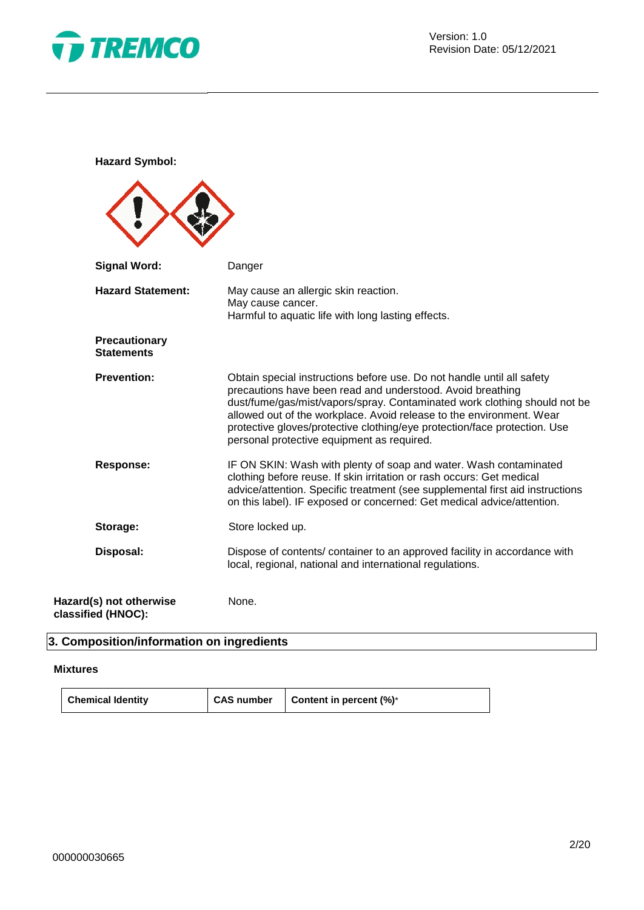**Hazard Symbol:**

**Signal Word:** Danger

**Hazard Statement:** May cause an allergic skin reaction.
May cause cancer.
Harmful to aquatic life with long lasting effects.

**Precautionary Statements**

**Prevention:** Obtain special instructions before use. Do not handle until all safety precautions have been read and understood. Avoid breathing dust/fume/gas/mist/vapors/spray. Contaminated work clothing should not be allowed out of the workplace. Avoid release to the environment. Wear protective gloves/protective clothing/eye protection/face protection. Use personal protective equipment as required.

**Response:** IF ON SKIN: Wash with plenty of soap and water. Wash contaminated clothing before reuse. If skin irritation or rash occurs: Get medical advice/attention. Specific treatment (see supplemental first aid instructions on this label). IF exposed or concerned: Get medical advice/attention.

**Storage:** Store locked up.

**Disposal:** Dispose of contents/ container to an approved facility in accordance with local, regional, national and international regulations.

**Hazard(s) not otherwise classified (HNOC):** None.

## 3. Composition/information on ingredients

**Mixtures**

| Chemical Identity | CAS number | Content in percent (%)* |
| --- | --- | --- |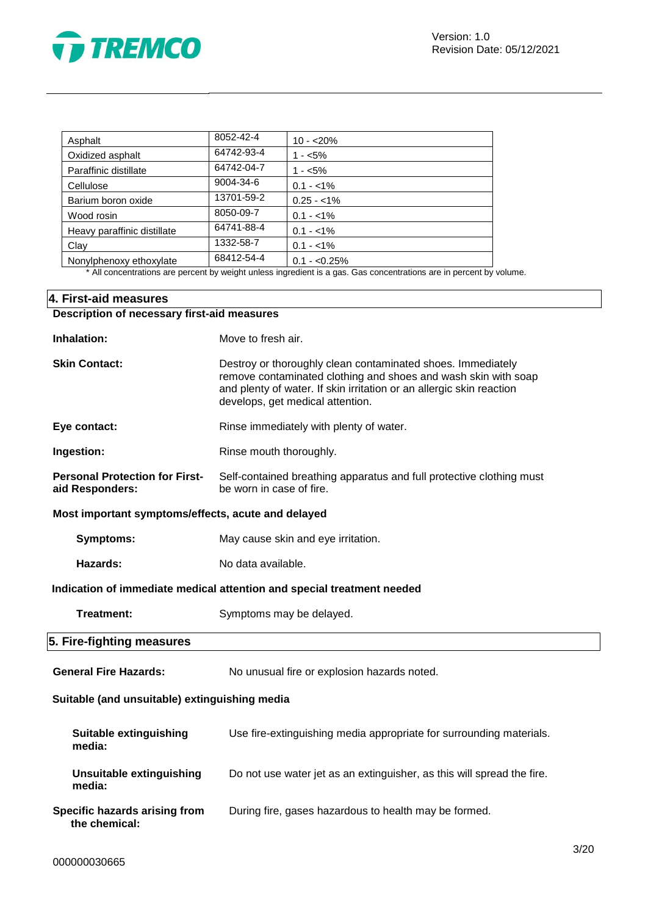| Asphalt | 8052-42-4 | 10 - <20% |
| --- | --- | --- |
| Oxidized asphalt | 64742-93-4 | 1 - <5% |
| Paraffinic distillate | 64742-04-7 | 1 - <5% |
| Cellulose | 9004-34-6 | 0.1 - <1% |
| Barium boron oxide | 13701-59-2 | 0.25 - <1% |
| Wood rosin | 8050-09-7 | 0.1 - <1% |
| Heavy paraffinic distillate | 64741-88-4 | 0.1 - <1% |
| Clay | 1332-58-7 | 0.1 - <1% |
| Nonylphenoxy ethoxylate | 68412-54-4 | 0.1 - <0.25% |

* All concentrations are percent by weight unless ingredient is a gas. Gas concentrations are in percent by volume.

## 4. First-aid measures

**Description of necessary first-aid measures**

**Inhalation:** Move to fresh air.

**Skin Contact:** Destroy or thoroughly clean contaminated shoes. Immediately remove contaminated clothing and shoes and wash skin with soap and plenty of water. If skin irritation or an allergic skin reaction develops, get medical attention.

**Eye contact:** Rinse immediately with plenty of water.

**Ingestion:** Rinse mouth thoroughly.

**Personal Protection for First-aid Responders:** Self-contained breathing apparatus and full protective clothing must be worn in case of fire.

**Most important symptoms/effects, acute and delayed**

**Symptoms:** May cause skin and eye irritation.

**Hazards:** No data available.

**Indication of immediate medical attention and special treatment needed**

**Treatment:** Symptoms may be delayed.

## 5. Fire-fighting measures

**General Fire Hazards:** No unusual fire or explosion hazards noted.

**Suitable (and unsuitable) extinguishing media**

**Suitable extinguishing media:** Use fire-extinguishing media appropriate for surrounding materials.

**Unsuitable extinguishing media:** Do not use water jet as an extinguisher, as this will spread the fire.

**Specific hazards arising from the chemical:** During fire, gases hazardous to health may be formed.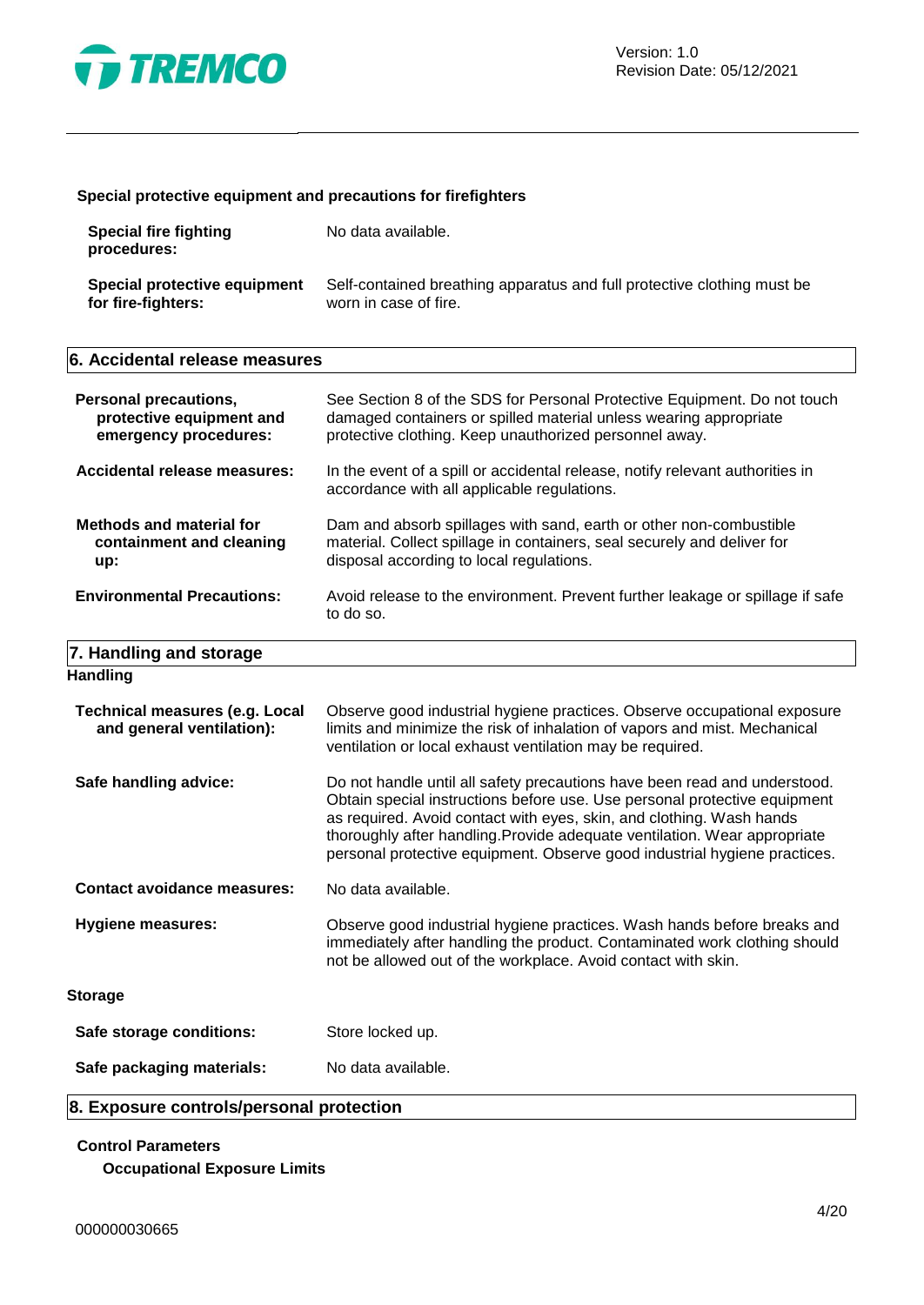**Special protective equipment and precautions for firefighters**

| | |
|---|---|
| **Special fire fighting procedures:** | No data available. |
| **Special protective equipment for fire-fighters:** | Self-contained breathing apparatus and full protective clothing must be worn in case of fire. |

## 6. Accidental release measures

| | |
|---|---|
| **Personal precautions, protective equipment and emergency procedures:** | See Section 8 of the SDS for Personal Protective Equipment. Do not touch damaged containers or spilled material unless wearing appropriate protective clothing. Keep unauthorized personnel away. |
| **Accidental release measures:** | In the event of a spill or accidental release, notify relevant authorities in accordance with all applicable regulations. |
| **Methods and material for containment and cleaning up:** | Dam and absorb spillages with sand, earth or other non-combustible material. Collect spillage in containers, seal securely and deliver for disposal according to local regulations. |
| **Environmental Precautions:** | Avoid release to the environment. Prevent further leakage or spillage if safe to do so. |

## 7. Handling and storage

**Handling**

| | |
|---|---|
| **Technical measures (e.g. Local and general ventilation):** | Observe good industrial hygiene practices. Observe occupational exposure limits and minimize the risk of inhalation of vapors and mist. Mechanical ventilation or local exhaust ventilation may be required. |
| **Safe handling advice:** | Do not handle until all safety precautions have been read and understood. Obtain special instructions before use. Use personal protective equipment as required. Avoid contact with eyes, skin, and clothing. Wash hands thoroughly after handling.Provide adequate ventilation. Wear appropriate personal protective equipment. Observe good industrial hygiene practices. |
| **Contact avoidance measures:** | No data available. |
| **Hygiene measures:** | Observe good industrial hygiene practices. Wash hands before breaks and immediately after handling the product. Contaminated work clothing should not be allowed out of the workplace. Avoid contact with skin. |

**Storage**

| | |
|---|---|
| **Safe storage conditions:** | Store locked up. |
| **Safe packaging materials:** | No data available. |

## 8. Exposure controls/personal protection

**Control Parameters**

**Occupational Exposure Limits**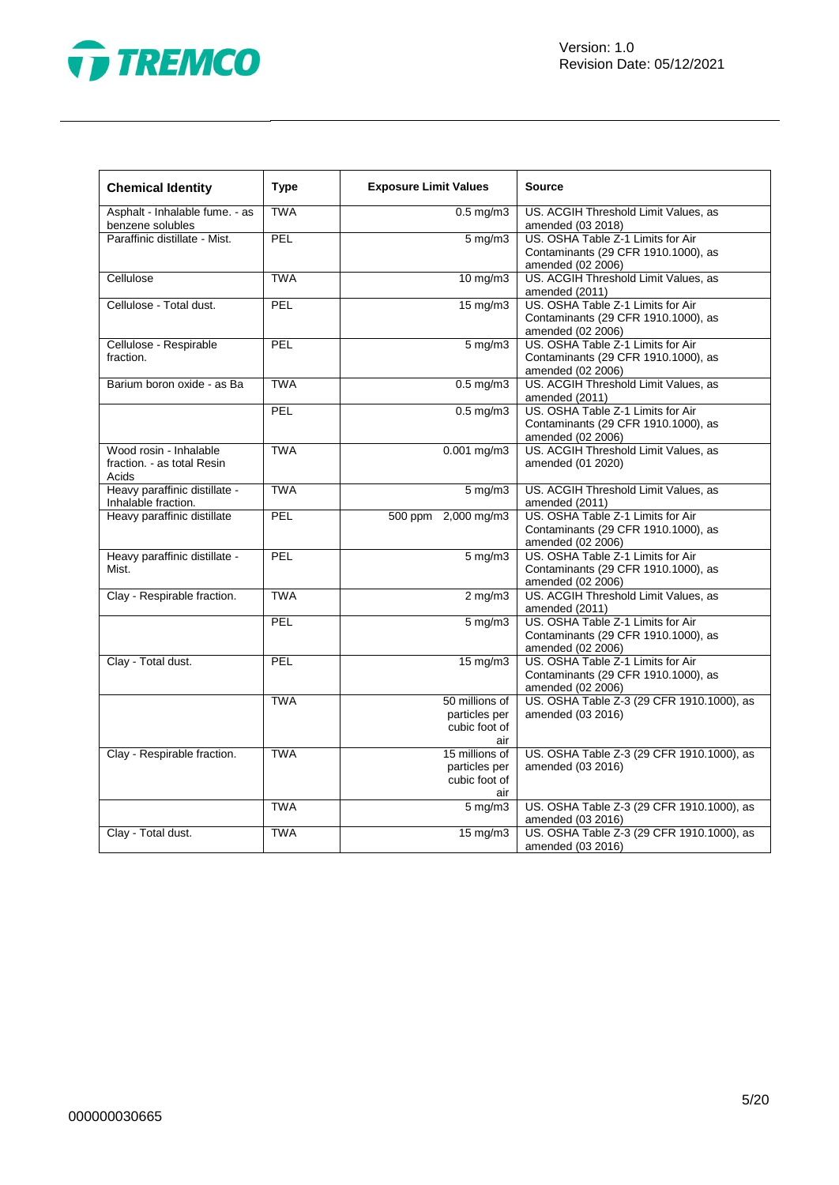| Chemical Identity | Type | Exposure Limit Values | Source |
|---|---|---|---|
| Asphalt - Inhalable fume. - as benzene solubles | TWA | 0.5 mg/m3 | US. ACGIH Threshold Limit Values, as amended (03 2018) |
| Paraffinic distillate - Mist. | PEL | 5 mg/m3 | US. OSHA Table Z-1 Limits for Air Contaminants (29 CFR 1910.1000), as amended (02 2006) |
| Cellulose | TWA | 10 mg/m3 | US. ACGIH Threshold Limit Values, as amended (2011) |
| Cellulose - Total dust. | PEL | 15 mg/m3 | US. OSHA Table Z-1 Limits for Air Contaminants (29 CFR 1910.1000), as amended (02 2006) |
| Cellulose - Respirable fraction. | PEL | 5 mg/m3 | US. OSHA Table Z-1 Limits for Air Contaminants (29 CFR 1910.1000), as amended (02 2006) |
| Barium boron oxide - as Ba | TWA | 0.5 mg/m3 | US. ACGIH Threshold Limit Values, as amended (2011) |
| | PEL | 0.5 mg/m3 | US. OSHA Table Z-1 Limits for Air Contaminants (29 CFR 1910.1000), as amended (02 2006) |
| Wood rosin - Inhalable fraction. - as total Resin Acids | TWA | 0.001 mg/m3 | US. ACGIH Threshold Limit Values, as amended (01 2020) |
| Heavy paraffinic distillate - Inhalable fraction. | TWA | 5 mg/m3 | US. ACGIH Threshold Limit Values, as amended (2011) |
| Heavy paraffinic distillate | PEL | 500 ppm 2,000 mg/m3 | US. OSHA Table Z-1 Limits for Air Contaminants (29 CFR 1910.1000), as amended (02 2006) |
| Heavy paraffinic distillate - Mist. | PEL | 5 mg/m3 | US. OSHA Table Z-1 Limits for Air Contaminants (29 CFR 1910.1000), as amended (02 2006) |
| Clay - Respirable fraction. | TWA | 2 mg/m3 | US. ACGIH Threshold Limit Values, as amended (2011) |
| | PEL | 5 mg/m3 | US. OSHA Table Z-1 Limits for Air Contaminants (29 CFR 1910.1000), as amended (02 2006) |
| Clay - Total dust. | PEL | 15 mg/m3 | US. OSHA Table Z-1 Limits for Air Contaminants (29 CFR 1910.1000), as amended (02 2006) |
| | TWA | 50 millions of particles per cubic foot of air | US. OSHA Table Z-3 (29 CFR 1910.1000), as amended (03 2016) |
| Clay - Respirable fraction. | TWA | 15 millions of particles per cubic foot of air | US. OSHA Table Z-3 (29 CFR 1910.1000), as amended (03 2016) |
| | TWA | 5 mg/m3 | US. OSHA Table Z-3 (29 CFR 1910.1000), as amended (03 2016) |
| Clay - Total dust. | TWA | 15 mg/m3 | US. OSHA Table Z-3 (29 CFR 1910.1000), as amended (03 2016) |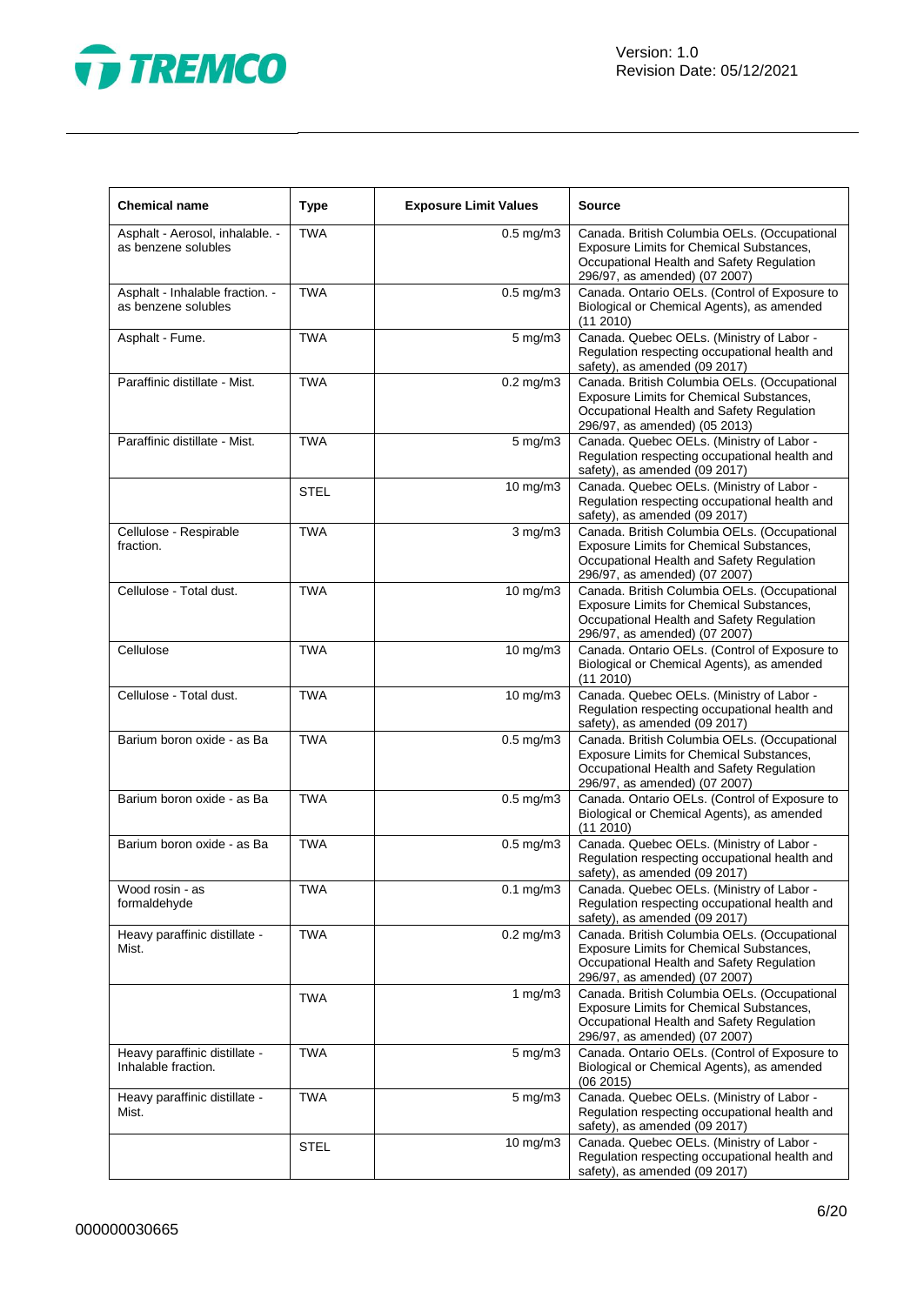| Chemical name | Type | Exposure Limit Values | Source |
| --- | --- | --- | --- |
| Asphalt - Aerosol, inhalable. - as benzene solubles | TWA | 0.5 mg/m3 | Canada. British Columbia OELs. (Occupational Exposure Limits for Chemical Substances, Occupational Health and Safety Regulation 296/97, as amended) (07 2007) |
| Asphalt - Inhalable fraction. - as benzene solubles | TWA | 0.5 mg/m3 | Canada. Ontario OELs. (Control of Exposure to Biological or Chemical Agents), as amended (11 2010) |
| Asphalt - Fume. | TWA | 5 mg/m3 | Canada. Quebec OELs. (Ministry of Labor - Regulation respecting occupational health and safety), as amended (09 2017) |
| Paraffinic distillate - Mist. | TWA | 0.2 mg/m3 | Canada. British Columbia OELs. (Occupational Exposure Limits for Chemical Substances, Occupational Health and Safety Regulation 296/97, as amended) (05 2013) |
| Paraffinic distillate - Mist. | TWA | 5 mg/m3 | Canada. Quebec OELs. (Ministry of Labor - Regulation respecting occupational health and safety), as amended (09 2017) |
| | STEL | 10 mg/m3 | Canada. Quebec OELs. (Ministry of Labor - Regulation respecting occupational health and safety), as amended (09 2017) |
| Cellulose - Respirable fraction. | TWA | 3 mg/m3 | Canada. British Columbia OELs. (Occupational Exposure Limits for Chemical Substances, Occupational Health and Safety Regulation 296/97, as amended) (07 2007) |
| Cellulose - Total dust. | TWA | 10 mg/m3 | Canada. British Columbia OELs. (Occupational Exposure Limits for Chemical Substances, Occupational Health and Safety Regulation 296/97, as amended) (07 2007) |
| Cellulose | TWA | 10 mg/m3 | Canada. Ontario OELs. (Control of Exposure to Biological or Chemical Agents), as amended (11 2010) |
| Cellulose - Total dust. | TWA | 10 mg/m3 | Canada. Quebec OELs. (Ministry of Labor - Regulation respecting occupational health and safety), as amended (09 2017) |
| Barium boron oxide - as Ba | TWA | 0.5 mg/m3 | Canada. British Columbia OELs. (Occupational Exposure Limits for Chemical Substances, Occupational Health and Safety Regulation 296/97, as amended) (07 2007) |
| Barium boron oxide - as Ba | TWA | 0.5 mg/m3 | Canada. Ontario OELs. (Control of Exposure to Biological or Chemical Agents), as amended (11 2010) |
| Barium boron oxide - as Ba | TWA | 0.5 mg/m3 | Canada. Quebec OELs. (Ministry of Labor - Regulation respecting occupational health and safety), as amended (09 2017) |
| Wood rosin - as formaldehyde | TWA | 0.1 mg/m3 | Canada. Quebec OELs. (Ministry of Labor - Regulation respecting occupational health and safety), as amended (09 2017) |
| Heavy paraffinic distillate - Mist. | TWA | 0.2 mg/m3 | Canada. British Columbia OELs. (Occupational Exposure Limits for Chemical Substances, Occupational Health and Safety Regulation 296/97, as amended) (07 2007) |
| | TWA | 1 mg/m3 | Canada. British Columbia OELs. (Occupational Exposure Limits for Chemical Substances, Occupational Health and Safety Regulation 296/97, as amended) (07 2007) |
| Heavy paraffinic distillate - Inhalable fraction. | TWA | 5 mg/m3 | Canada. Ontario OELs. (Control of Exposure to Biological or Chemical Agents), as amended (06 2015) |
| Heavy paraffinic distillate - Mist. | TWA | 5 mg/m3 | Canada. Quebec OELs. (Ministry of Labor - Regulation respecting occupational health and safety), as amended (09 2017) |
| | STEL | 10 mg/m3 | Canada. Quebec OELs. (Ministry of Labor - Regulation respecting occupational health and safety), as amended (09 2017) |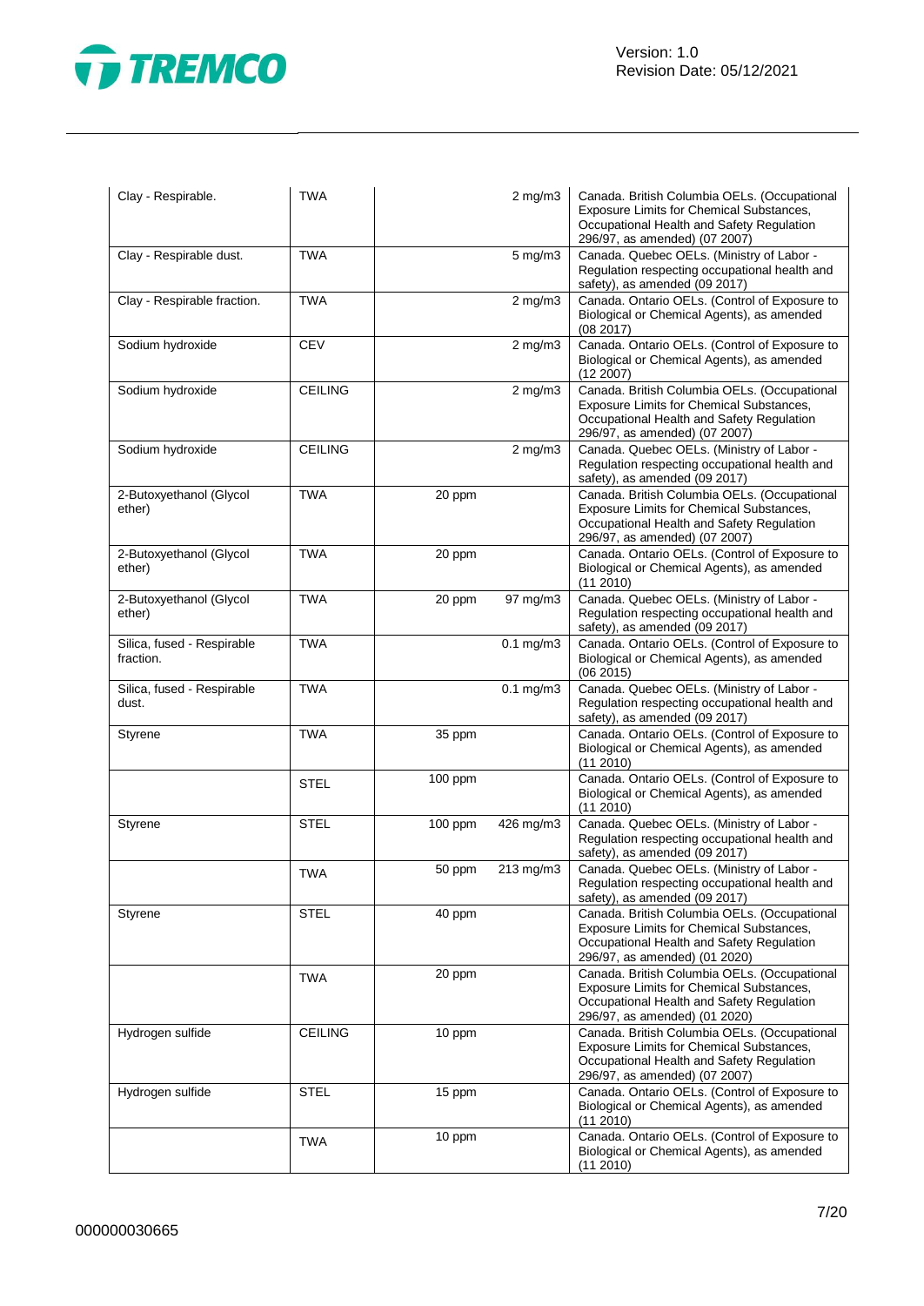| | | | | |
|---|---|---|---|---|
| Clay - Respirable. | TWA | | 2 mg/m3 | Canada. British Columbia OELs. (Occupational Exposure Limits for Chemical Substances, Occupational Health and Safety Regulation 296/97, as amended) (07 2007) |
| Clay - Respirable dust. | TWA | | 5 mg/m3 | Canada. Quebec OELs. (Ministry of Labor - Regulation respecting occupational health and safety), as amended (09 2017) |
| Clay - Respirable fraction. | TWA | | 2 mg/m3 | Canada. Ontario OELs. (Control of Exposure to Biological or Chemical Agents), as amended (08 2017) |
| Sodium hydroxide | CEV | | 2 mg/m3 | Canada. Ontario OELs. (Control of Exposure to Biological or Chemical Agents), as amended (12 2007) |
| Sodium hydroxide | CEILING | | 2 mg/m3 | Canada. British Columbia OELs. (Occupational Exposure Limits for Chemical Substances, Occupational Health and Safety Regulation 296/97, as amended) (07 2007) |
| Sodium hydroxide | CEILING | | 2 mg/m3 | Canada. Quebec OELs. (Ministry of Labor - Regulation respecting occupational health and safety), as amended (09 2017) |
| 2-Butoxyethanol (Glycol ether) | TWA | 20 ppm | | Canada. British Columbia OELs. (Occupational Exposure Limits for Chemical Substances, Occupational Health and Safety Regulation 296/97, as amended) (07 2007) |
| 2-Butoxyethanol (Glycol ether) | TWA | 20 ppm | | Canada. Ontario OELs. (Control of Exposure to Biological or Chemical Agents), as amended (11 2010) |
| 2-Butoxyethanol (Glycol ether) | TWA | 20 ppm | 97 mg/m3 | Canada. Quebec OELs. (Ministry of Labor - Regulation respecting occupational health and safety), as amended (09 2017) |
| Silica, fused - Respirable fraction. | TWA | | 0.1 mg/m3 | Canada. Ontario OELs. (Control of Exposure to Biological or Chemical Agents), as amended (06 2015) |
| Silica, fused - Respirable dust. | TWA | | 0.1 mg/m3 | Canada. Quebec OELs. (Ministry of Labor - Regulation respecting occupational health and safety), as amended (09 2017) |
| Styrene | TWA | 35 ppm | | Canada. Ontario OELs. (Control of Exposure to Biological or Chemical Agents), as amended (11 2010) |
| | STEL | 100 ppm | | Canada. Ontario OELs. (Control of Exposure to Biological or Chemical Agents), as amended (11 2010) |
| Styrene | STEL | 100 ppm | 426 mg/m3 | Canada. Quebec OELs. (Ministry of Labor - Regulation respecting occupational health and safety), as amended (09 2017) |
| | TWA | 50 ppm | 213 mg/m3 | Canada. Quebec OELs. (Ministry of Labor - Regulation respecting occupational health and safety), as amended (09 2017) |
| Styrene | STEL | 40 ppm | | Canada. British Columbia OELs. (Occupational Exposure Limits for Chemical Substances, Occupational Health and Safety Regulation 296/97, as amended) (01 2020) |
| | TWA | 20 ppm | | Canada. British Columbia OELs. (Occupational Exposure Limits for Chemical Substances, Occupational Health and Safety Regulation 296/97, as amended) (01 2020) |
| Hydrogen sulfide | CEILING | 10 ppm | | Canada. British Columbia OELs. (Occupational Exposure Limits for Chemical Substances, Occupational Health and Safety Regulation 296/97, as amended) (07 2007) |
| Hydrogen sulfide | STEL | 15 ppm | | Canada. Ontario OELs. (Control of Exposure to Biological or Chemical Agents), as amended (11 2010) |
| | TWA | 10 ppm | | Canada. Ontario OELs. (Control of Exposure to Biological or Chemical Agents), as amended (11 2010) |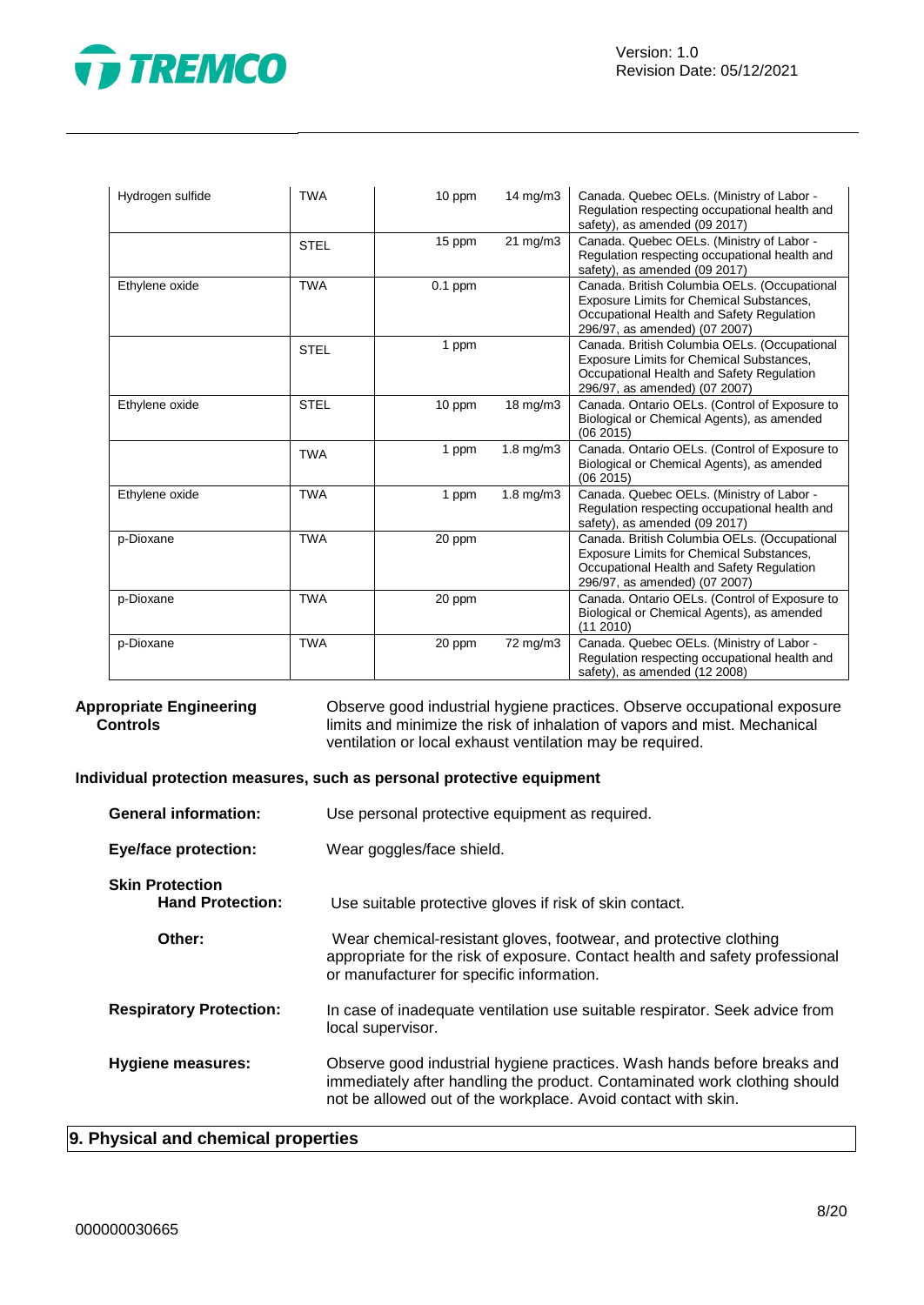| | | | | |
|---|---|---|---|---|
| Hydrogen sulfide | TWA | 10 ppm | 14 mg/m3 | Canada. Quebec OELs. (Ministry of Labor - Regulation respecting occupational health and safety), as amended (09 2017) |
| | STEL | 15 ppm | 21 mg/m3 | Canada. Quebec OELs. (Ministry of Labor - Regulation respecting occupational health and safety), as amended (09 2017) |
| Ethylene oxide | TWA | 0.1 ppm | | Canada. British Columbia OELs. (Occupational Exposure Limits for Chemical Substances, Occupational Health and Safety Regulation 296/97, as amended) (07 2007) |
| | STEL | 1 ppm | | Canada. British Columbia OELs. (Occupational Exposure Limits for Chemical Substances, Occupational Health and Safety Regulation 296/97, as amended) (07 2007) |
| Ethylene oxide | STEL | 10 ppm | 18 mg/m3 | Canada. Ontario OELs. (Control of Exposure to Biological or Chemical Agents), as amended (06 2015) |
| | TWA | 1 ppm | 1.8 mg/m3 | Canada. Ontario OELs. (Control of Exposure to Biological or Chemical Agents), as amended (06 2015) |
| Ethylene oxide | TWA | 1 ppm | 1.8 mg/m3 | Canada. Quebec OELs. (Ministry of Labor - Regulation respecting occupational health and safety), as amended (09 2017) |
| p-Dioxane | TWA | 20 ppm | | Canada. British Columbia OELs. (Occupational Exposure Limits for Chemical Substances, Occupational Health and Safety Regulation 296/97, as amended) (07 2007) |
| p-Dioxane | TWA | 20 ppm | | Canada. Ontario OELs. (Control of Exposure to Biological or Chemical Agents), as amended (11 2010) |
| p-Dioxane | TWA | 20 ppm | 72 mg/m3 | Canada. Quebec OELs. (Ministry of Labor - Regulation respecting occupational health and safety), as amended (12 2008) |

**Appropriate Engineering Controls**
Observe good industrial hygiene practices. Observe occupational exposure limits and minimize the risk of inhalation of vapors and mist. Mechanical ventilation or local exhaust ventilation may be required.

**Individual protection measures, such as personal protective equipment**

**General information:** Use personal protective equipment as required.

**Eye/face protection:** Wear goggles/face shield.

**Skin Protection**

**Hand Protection:** Use suitable protective gloves if risk of skin contact.

**Other:** Wear chemical-resistant gloves, footwear, and protective clothing appropriate for the risk of exposure. Contact health and safety professional or manufacturer for specific information.

**Respiratory Protection:** In case of inadequate ventilation use suitable respirator. Seek advice from local supervisor.

**Hygiene measures:** Observe good industrial hygiene practices. Wash hands before breaks and immediately after handling the product. Contaminated work clothing should not be allowed out of the workplace. Avoid contact with skin.

## 9. Physical and chemical properties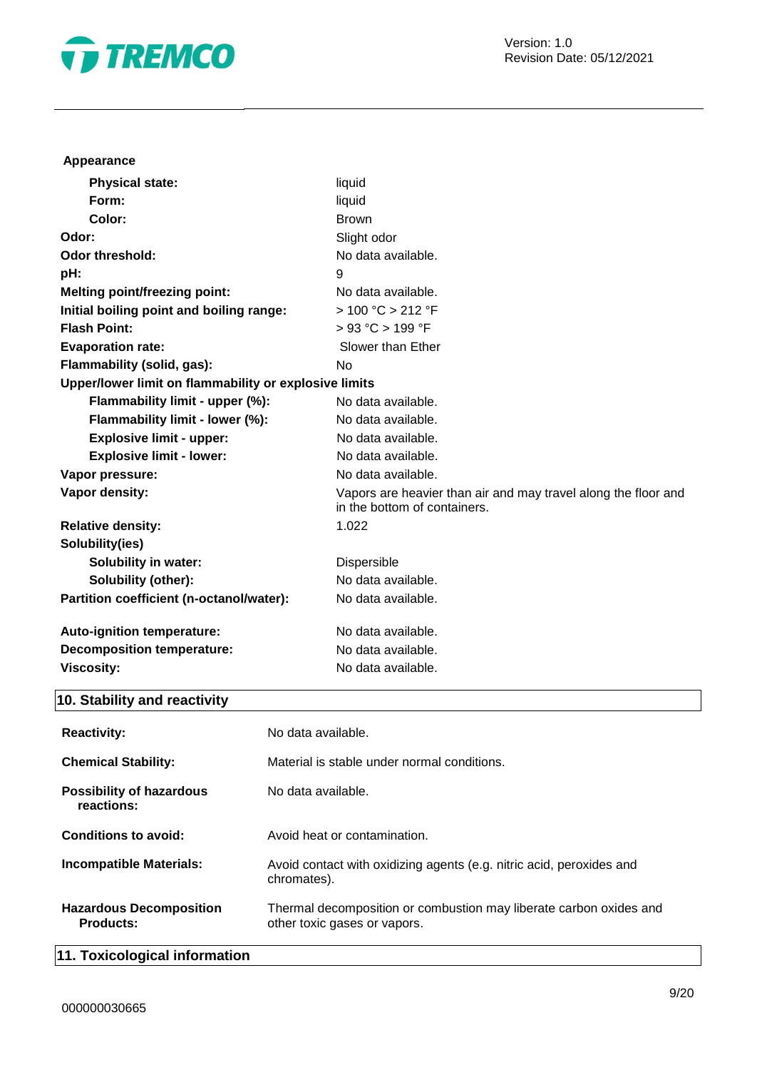**Appearance**

| | |
|---|---|
| **Physical state:** | liquid |
| **Form:** | liquid |
| **Color:** | Brown |
| **Odor:** | Slight odor |
| **Odor threshold:** | No data available. |
| **pH:** | 9 |
| **Melting point/freezing point:** | No data available. |
| **Initial boiling point and boiling range:** | > 100 °C > 212 °F |
| **Flash Point:** | > 93 °C > 199 °F |
| **Evaporation rate:** | Slower than Ether |
| **Flammability (solid, gas):** | No |
| **Upper/lower limit on flammability or explosive limits** | |
| **Flammability limit - upper (%):** | No data available. |
| **Flammability limit - lower (%):** | No data available. |
| **Explosive limit - upper:** | No data available. |
| **Explosive limit - lower:** | No data available. |
| **Vapor pressure:** | No data available. |
| **Vapor density:** | Vapors are heavier than air and may travel along the floor and in the bottom of containers. |
| **Relative density:** | 1.022 |
| **Solubility(ies)** | |
| **Solubility in water:** | Dispersible |
| **Solubility (other):** | No data available. |
| **Partition coefficient (n-octanol/water):** | No data available. |
| **Auto-ignition temperature:** | No data available. |
| **Decomposition temperature:** | No data available. |
| **Viscosity:** | No data available. |

## 10. Stability and reactivity

| | |
|---|---|
| **Reactivity:** | No data available. |
| **Chemical Stability:** | Material is stable under normal conditions. |
| **Possibility of hazardous reactions:** | No data available. |
| **Conditions to avoid:** | Avoid heat or contamination. |
| **Incompatible Materials:** | Avoid contact with oxidizing agents (e.g. nitric acid, peroxides and chromates). |
| **Hazardous Decomposition Products:** | Thermal decomposition or combustion may liberate carbon oxides and other toxic gases or vapors. |

## 11. Toxicological information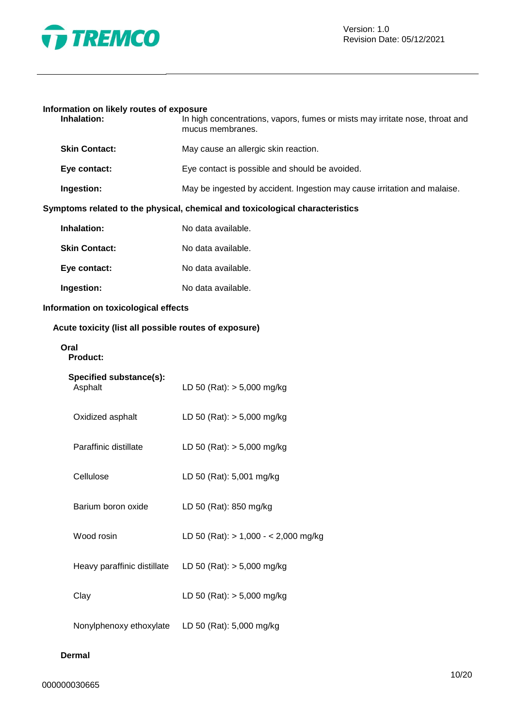### Information on likely routes of exposure

| | |
|---|---|
| **Inhalation:** | In high concentrations, vapors, fumes or mists may irritate nose, throat and mucus membranes. |
| **Skin Contact:** | May cause an allergic skin reaction. |
| **Eye contact:** | Eye contact is possible and should be avoided. |
| **Ingestion:** | May be ingested by accident. Ingestion may cause irritation and malaise. |

### Symptoms related to the physical, chemical and toxicological characteristics

| | |
|---|---|
| **Inhalation:** | No data available. |
| **Skin Contact:** | No data available. |
| **Eye contact:** | No data available. |
| **Ingestion:** | No data available. |

### Information on toxicological effects

#### Acute toxicity (list all possible routes of exposure)

**Oral**

**Product:**

**Specified substance(s):**

| | |
|---|---|
| Asphalt | LD 50 (Rat): > 5,000 mg/kg |
| Oxidized asphalt | LD 50 (Rat): > 5,000 mg/kg |
| Paraffinic distillate | LD 50 (Rat): > 5,000 mg/kg |
| Cellulose | LD 50 (Rat): 5,001 mg/kg |
| Barium boron oxide | LD 50 (Rat): 850 mg/kg |
| Wood rosin | LD 50 (Rat): > 1,000 - < 2,000 mg/kg |
| Heavy paraffinic distillate | LD 50 (Rat): > 5,000 mg/kg |
| Clay | LD 50 (Rat): > 5,000 mg/kg |
| Nonylphenoxy ethoxylate | LD 50 (Rat): 5,000 mg/kg |

**Dermal**

000000030665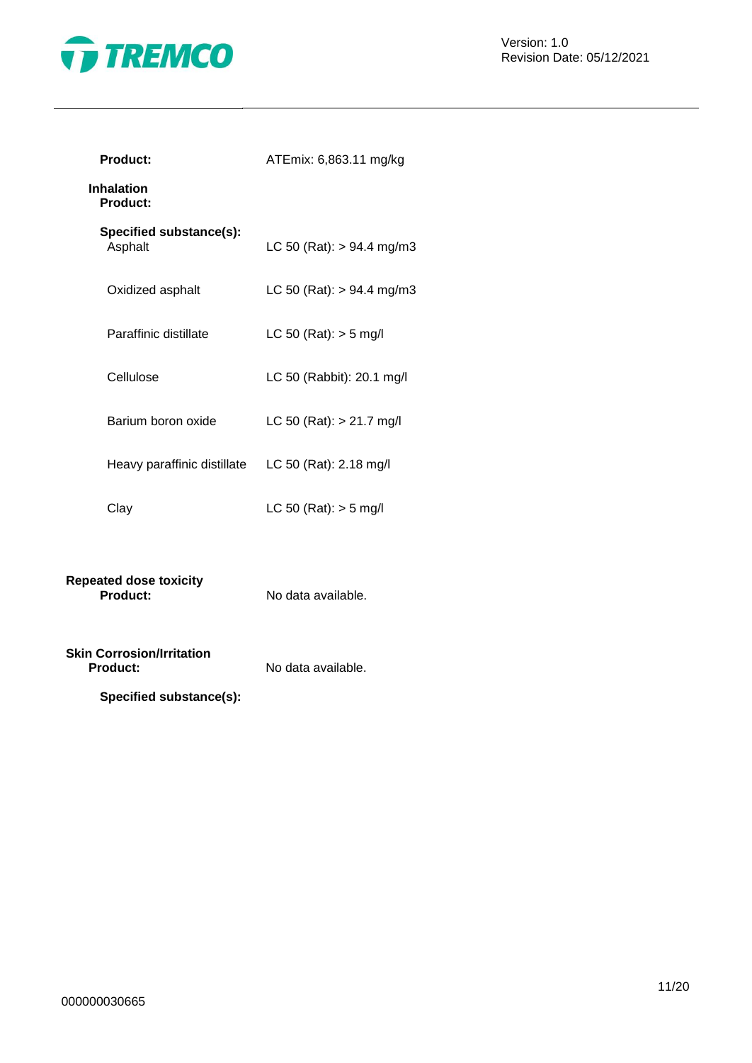**Product:** ATEmix: 6,863.11 mg/kg

**Inhalation**
**Product:**

**Specified substance(s):**

| | |
|---|---|
| Asphalt | LC 50 (Rat): > 94.4 mg/m3 |
| Oxidized asphalt | LC 50 (Rat): > 94.4 mg/m3 |
| Paraffinic distillate | LC 50 (Rat): > 5 mg/l |
| Cellulose | LC 50 (Rabbit): 20.1 mg/l |
| Barium boron oxide | LC 50 (Rat): > 21.7 mg/l |
| Heavy paraffinic distillate | LC 50 (Rat): 2.18 mg/l |
| Clay | LC 50 (Rat): > 5 mg/l |

**Repeated dose toxicity**
**Product:** No data available.

**Skin Corrosion/Irritation**
**Product:** No data available.

**Specified substance(s):**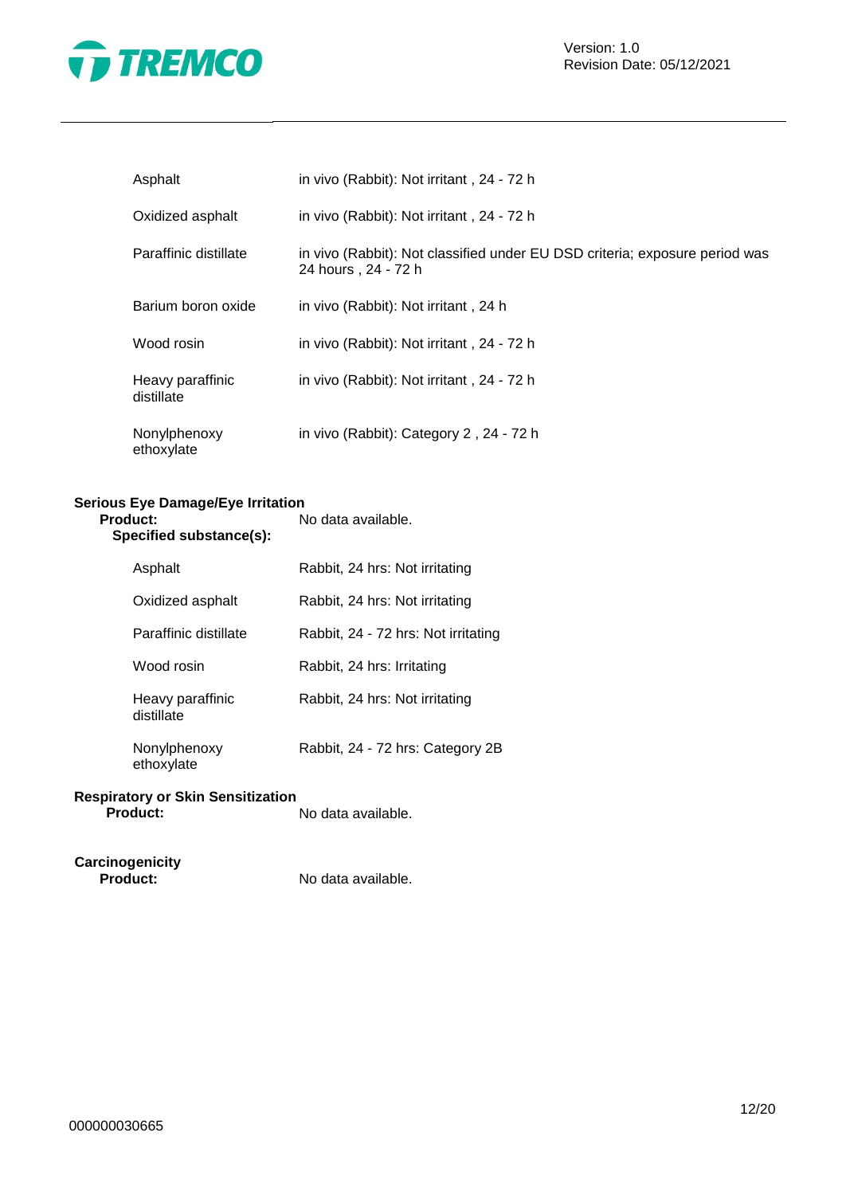| | |
|---|---|
| Asphalt | in vivo (Rabbit): Not irritant , 24 - 72 h |
| Oxidized asphalt | in vivo (Rabbit): Not irritant , 24 - 72 h |
| Paraffinic distillate | in vivo (Rabbit): Not classified under EU DSD criteria; exposure period was 24 hours , 24 - 72 h |
| Barium boron oxide | in vivo (Rabbit): Not irritant , 24 h |
| Wood rosin | in vivo (Rabbit): Not irritant , 24 - 72 h |
| Heavy paraffinic distillate | in vivo (Rabbit): Not irritant , 24 - 72 h |
| Nonylphenoxy ethoxylate | in vivo (Rabbit): Category 2 , 24 - 72 h |

**Serious Eye Damage/Eye Irritation**

**Product:** No data available.

**Specified substance(s):**

| | |
|---|---|
| Asphalt | Rabbit, 24 hrs: Not irritating |
| Oxidized asphalt | Rabbit, 24 hrs: Not irritating |
| Paraffinic distillate | Rabbit, 24 - 72 hrs: Not irritating |
| Wood rosin | Rabbit, 24 hrs: Irritating |
| Heavy paraffinic distillate | Rabbit, 24 hrs: Not irritating |
| Nonylphenoxy ethoxylate | Rabbit, 24 - 72 hrs: Category 2B |

**Respiratory or Skin Sensitization**

**Product:** No data available.

**Carcinogenicity**

**Product:** No data available.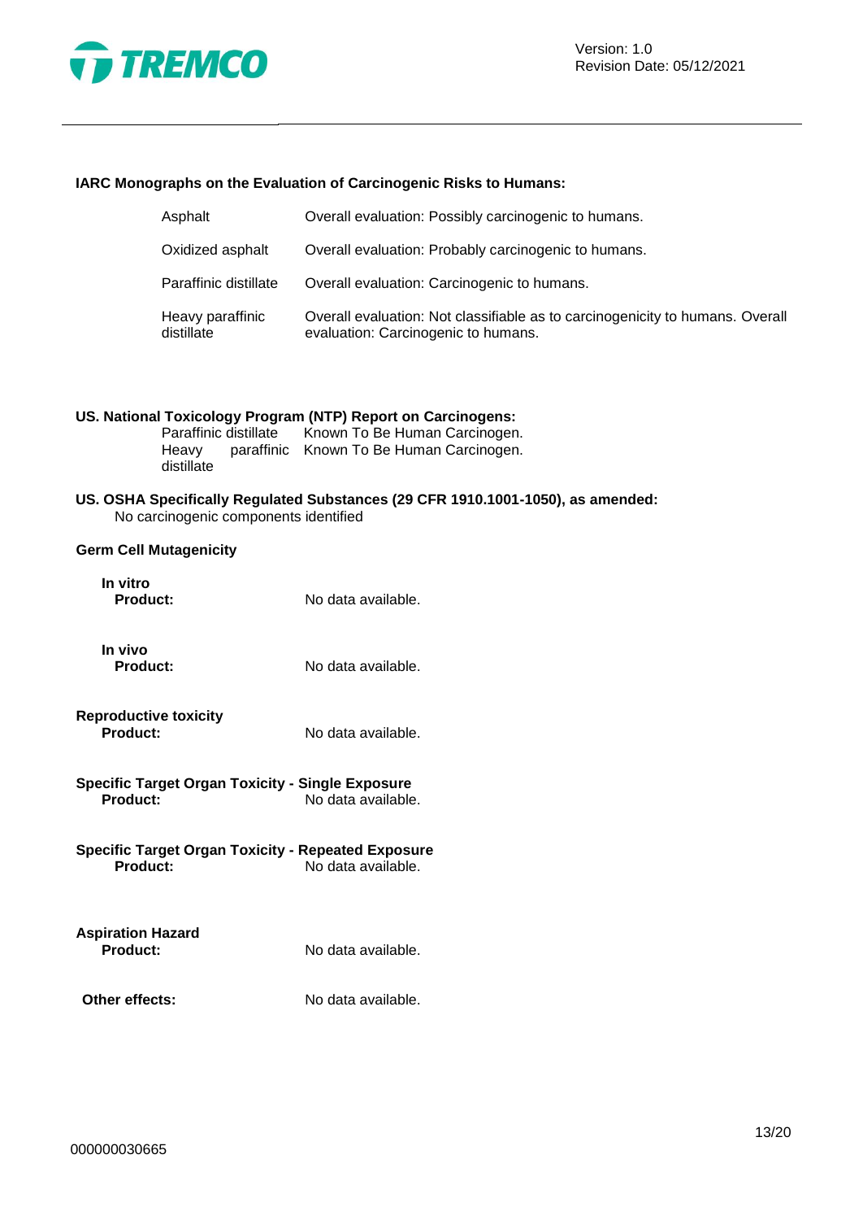**IARC Monographs on the Evaluation of Carcinogenic Risks to Humans:**

| | |
|---|---|
| Asphalt | Overall evaluation: Possibly carcinogenic to humans. |
| Oxidized asphalt | Overall evaluation: Probably carcinogenic to humans. |
| Paraffinic distillate | Overall evaluation: Carcinogenic to humans. |
| Heavy paraffinic distillate | Overall evaluation: Not classifiable as to carcinogenicity to humans. Overall evaluation: Carcinogenic to humans. |

**US. National Toxicology Program (NTP) Report on Carcinogens:**

| | |
|---|---|
| Paraffinic distillate | Known To Be Human Carcinogen. |
| Heavy paraffinic distillate | Known To Be Human Carcinogen. |

**US. OSHA Specifically Regulated Substances (29 CFR 1910.1001-1050), as amended:**

No carcinogenic components identified

**Germ Cell Mutagenicity**

**In vitro**

**Product:** No data available.

**In vivo**

**Product:** No data available.

**Reproductive toxicity**

**Product:** No data available.

**Specific Target Organ Toxicity - Single Exposure**

**Product:** No data available.

**Specific Target Organ Toxicity - Repeated Exposure**

**Product:** No data available.

**Aspiration Hazard**

**Product:** No data available.

**Other effects:** No data available.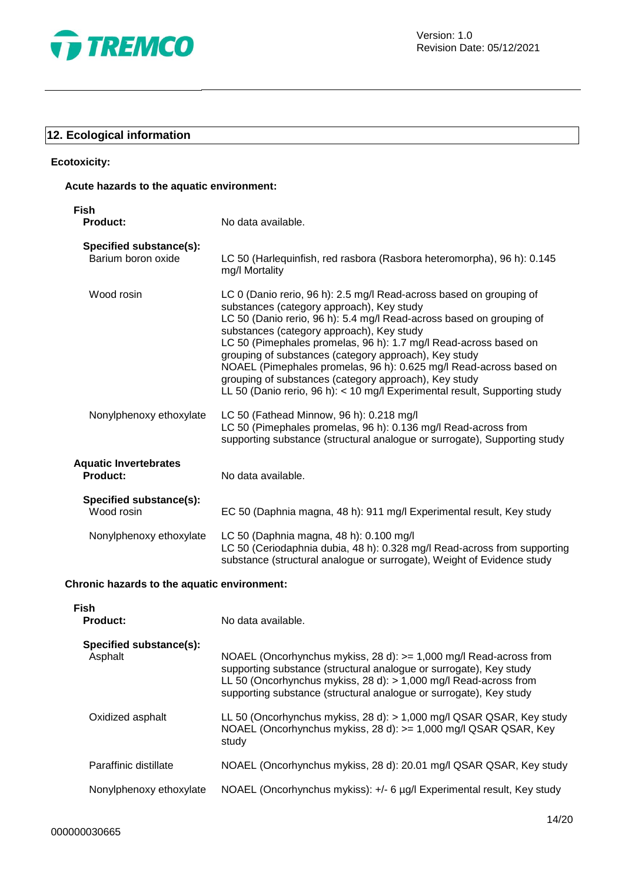## 12. Ecological information

**Ecotoxicity:**

**Acute hazards to the aquatic environment:**

**Fish**

| | |
|---|---|
| **Product:** | No data available. |
| **Specified substance(s):** | |
| Barium boron oxide | LC 50 (Harlequinfish, red rasbora (Rasbora heteromorpha), 96 h): 0.145 mg/l Mortality |
| Wood rosin | LC 0 (Danio rerio, 96 h): 2.5 mg/l Read-across based on grouping of substances (category approach), Key study<br>LC 50 (Danio rerio, 96 h): 5.4 mg/l Read-across based on grouping of substances (category approach), Key study<br>LC 50 (Pimephales promelas, 96 h): 1.7 mg/l Read-across based on grouping of substances (category approach), Key study<br>NOAEL (Pimephales promelas, 96 h): 0.625 mg/l Read-across based on grouping of substances (category approach), Key study<br>LL 50 (Danio rerio, 96 h): < 10 mg/l Experimental result, Supporting study |
| Nonylphenoxy ethoxylate | LC 50 (Fathead Minnow, 96 h): 0.218 mg/l<br>LC 50 (Pimephales promelas, 96 h): 0.136 mg/l Read-across from supporting substance (structural analogue or surrogate), Supporting study |

**Aquatic Invertebrates**

| | |
|---|---|
| **Product:** | No data available. |
| **Specified substance(s):** | |
| Wood rosin | EC 50 (Daphnia magna, 48 h): 911 mg/l Experimental result, Key study |
| Nonylphenoxy ethoxylate | LC 50 (Daphnia magna, 48 h): 0.100 mg/l<br>LC 50 (Ceriodaphnia dubia, 48 h): 0.328 mg/l Read-across from supporting substance (structural analogue or surrogate), Weight of Evidence study |

**Chronic hazards to the aquatic environment:**

**Fish**

| | |
|---|---|
| **Product:** | No data available. |
| **Specified substance(s):** | |
| Asphalt | NOAEL (Oncorhynchus mykiss, 28 d): >= 1,000 mg/l Read-across from supporting substance (structural analogue or surrogate), Key study<br>LL 50 (Oncorhynchus mykiss, 28 d): > 1,000 mg/l Read-across from supporting substance (structural analogue or surrogate), Key study |
| Oxidized asphalt | LL 50 (Oncorhynchus mykiss, 28 d): > 1,000 mg/l QSAR QSAR, Key study<br>NOAEL (Oncorhynchus mykiss, 28 d): >= 1,000 mg/l QSAR QSAR, Key study |
| Paraffinic distillate | NOAEL (Oncorhynchus mykiss, 28 d): 20.01 mg/l QSAR QSAR, Key study |
| Nonylphenoxy ethoxylate | NOAEL (Oncorhynchus mykiss): +/- 6 µg/l Experimental result, Key study |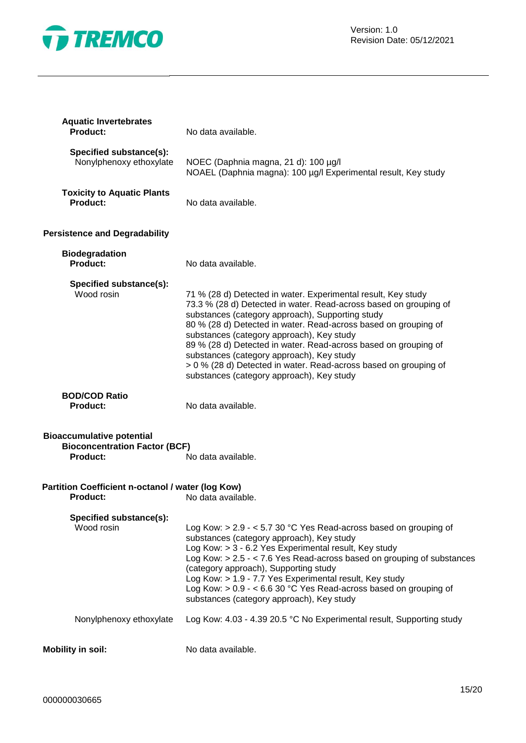**Aquatic Invertebrates**

**Product:** No data available.

**Specified substance(s):**

Nonylphenoxy ethoxylate: NOEC (Daphnia magna, 21 d): 100 µg/l
NOAEL (Daphnia magna): 100 µg/l Experimental result, Key study

**Toxicity to Aquatic Plants**

**Product:** No data available.

## Persistence and Degradability

**Biodegradation**

**Product:** No data available.

**Specified substance(s):**

Wood rosin:
71 % (28 d) Detected in water. Experimental result, Key study
73.3 % (28 d) Detected in water. Read-across based on grouping of substances (category approach), Supporting study
80 % (28 d) Detected in water. Read-across based on grouping of substances (category approach), Key study
89 % (28 d) Detected in water. Read-across based on grouping of substances (category approach), Key study
> 0 % (28 d) Detected in water. Read-across based on grouping of substances (category approach), Key study

**BOD/COD Ratio**

**Product:** No data available.

## Bioaccumulative potential

**Bioconcentration Factor (BCF)**

**Product:** No data available.

**Partition Coefficient n-octanol / water (log Kow)**

**Product:** No data available.

**Specified substance(s):**

Wood rosin:
Log Kow: > 2.9 - < 5.7 30 °C Yes Read-across based on grouping of substances (category approach), Key study
Log Kow: > 3 - 6.2 Yes Experimental result, Key study
Log Kow: > 2.5 - < 7.6 Yes Read-across based on grouping of substances (category approach), Supporting study
Log Kow: > 1.9 - 7.7 Yes Experimental result, Key study
Log Kow: > 0.9 - < 6.6 30 °C Yes Read-across based on grouping of substances (category approach), Key study

Nonylphenoxy ethoxylate: Log Kow: 4.03 - 4.39 20.5 °C No Experimental result, Supporting study

**Mobility in soil:** No data available.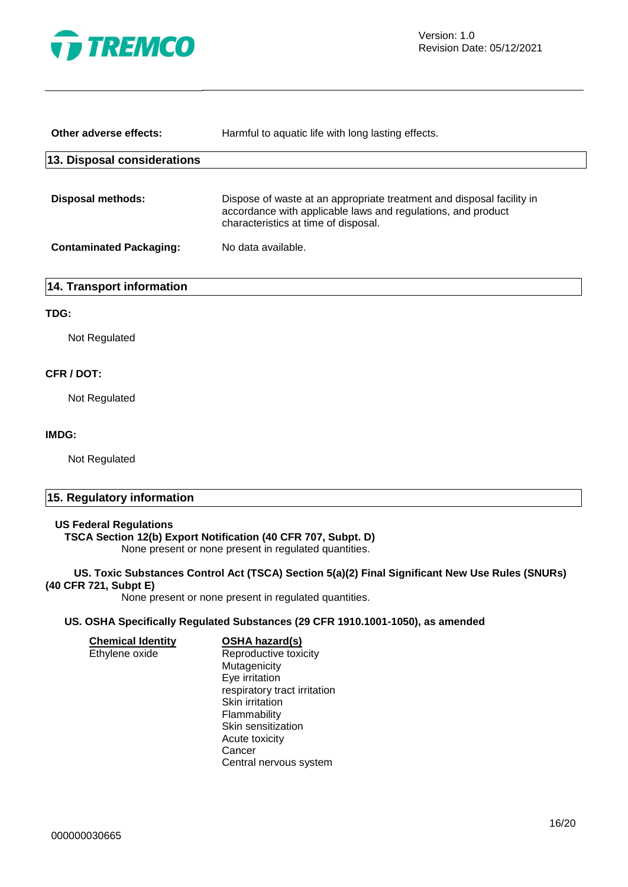| | |
|---|---|
| **Other adverse effects:** | Harmful to aquatic life with long lasting effects. |

## 13. Disposal considerations

| | |
|---|---|
| **Disposal methods:** | Dispose of waste at an appropriate treatment and disposal facility in accordance with applicable laws and regulations, and product characteristics at time of disposal. |
| **Contaminated Packaging:** | No data available. |

## 14. Transport information

**TDG:**

Not Regulated

**CFR / DOT:**

Not Regulated

**IMDG:**

Not Regulated

## 15. Regulatory information

**US Federal Regulations**

**TSCA Section 12(b) Export Notification (40 CFR 707, Subpt. D)**

None present or none present in regulated quantities.

**US. Toxic Substances Control Act (TSCA) Section 5(a)(2) Final Significant New Use Rules (SNURs) (40 CFR 721, Subpt E)**

None present or none present in regulated quantities.

**US. OSHA Specifically Regulated Substances (29 CFR 1910.1001-1050), as amended**

| Chemical Identity | OSHA hazard(s) |
|---|---|
| Ethylene oxide | Reproductive toxicity<br>Mutagenicity<br>Eye irritation<br>respiratory tract irritation<br>Skin irritation<br>Flammability<br>Skin sensitization<br>Acute toxicity<br>Cancer<br>Central nervous system |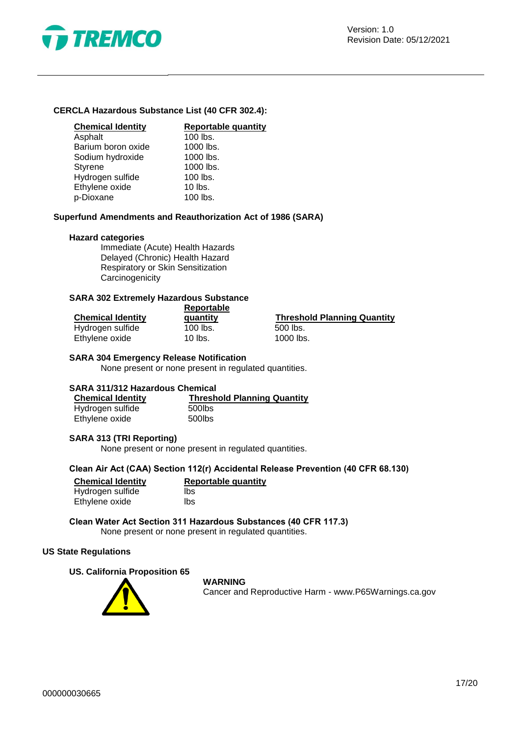**CERCLA Hazardous Substance List (40 CFR 302.4):**

| Chemical Identity | Reportable quantity |
|---|---|
| Asphalt | 100 lbs. |
| Barium boron oxide | 1000 lbs. |
| Sodium hydroxide | 1000 lbs. |
| Styrene | 1000 lbs. |
| Hydrogen sulfide | 100 lbs. |
| Ethylene oxide | 10 lbs. |
| p-Dioxane | 100 lbs. |

**Superfund Amendments and Reauthorization Act of 1986 (SARA)**

**Hazard categories**

Immediate (Acute) Health Hazards
Delayed (Chronic) Health Hazard
Respiratory or Skin Sensitization
Carcinogenicity

**SARA 302 Extremely Hazardous Substance**

| Chemical Identity | Reportable quantity | Threshold Planning Quantity |
|---|---|---|
| Hydrogen sulfide | 100 lbs. | 500 lbs. |
| Ethylene oxide | 10 lbs. | 1000 lbs. |

**SARA 304 Emergency Release Notification**

None present or none present in regulated quantities.

**SARA 311/312 Hazardous Chemical**

| Chemical Identity | Threshold Planning Quantity |
|---|---|
| Hydrogen sulfide | 500lbs |
| Ethylene oxide | 500lbs |

**SARA 313 (TRI Reporting)**

None present or none present in regulated quantities.

**Clean Air Act (CAA) Section 112(r) Accidental Release Prevention (40 CFR 68.130)**

| Chemical Identity | Reportable quantity |
|---|---|
| Hydrogen sulfide | lbs |
| Ethylene oxide | lbs |

**Clean Water Act Section 311 Hazardous Substances (40 CFR 117.3)**

None present or none present in regulated quantities.

**US State Regulations**

**US. California Proposition 65**

**WARNING**

Cancer and Reproductive Harm - www.P65Warnings.ca.gov

000000030665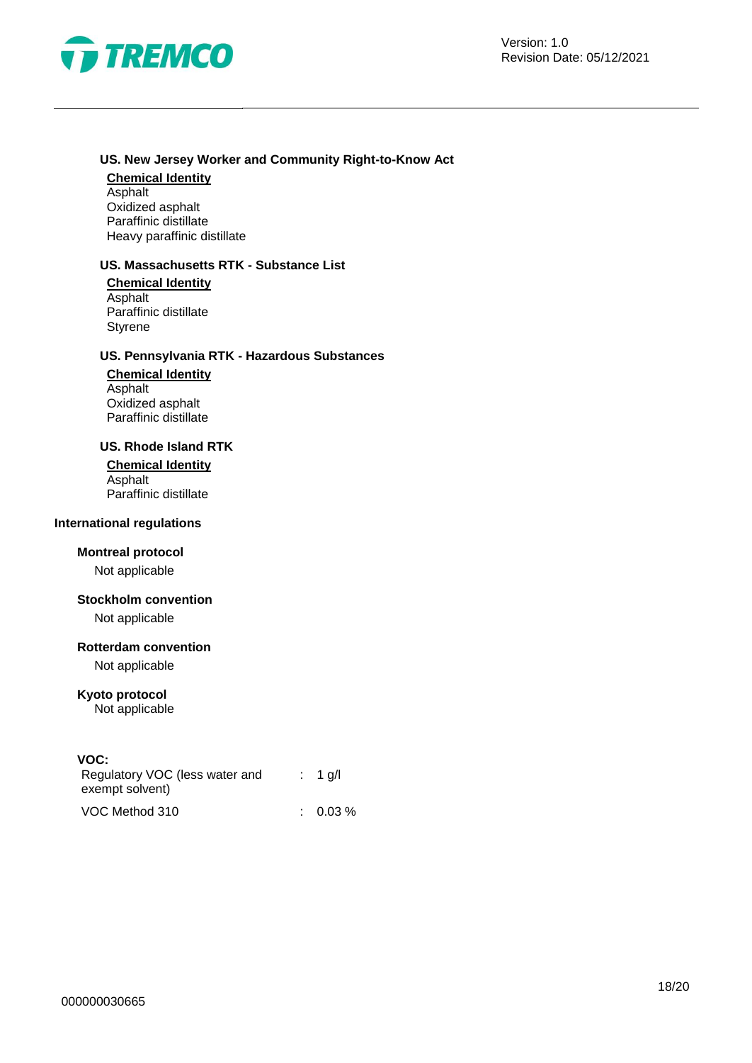**US. New Jersey Worker and Community Right-to-Know Act**

**Chemical Identity**

Asphalt
Oxidized asphalt
Paraffinic distillate
Heavy paraffinic distillate

**US. Massachusetts RTK - Substance List**

**Chemical Identity**

Asphalt
Paraffinic distillate
Styrene

**US. Pennsylvania RTK - Hazardous Substances**

**Chemical Identity**

Asphalt
Oxidized asphalt
Paraffinic distillate

**US. Rhode Island RTK**

**Chemical Identity**

Asphalt
Paraffinic distillate

**International regulations**

**Montreal protocol**

Not applicable

**Stockholm convention**

Not applicable

**Rotterdam convention**

Not applicable

**Kyoto protocol**

Not applicable

**VOC:**

| | | |
|---|---|---|
| Regulatory VOC (less water and exempt solvent) | : | 1 g/l |
| VOC Method 310 | : | 0.03 % |

000000030665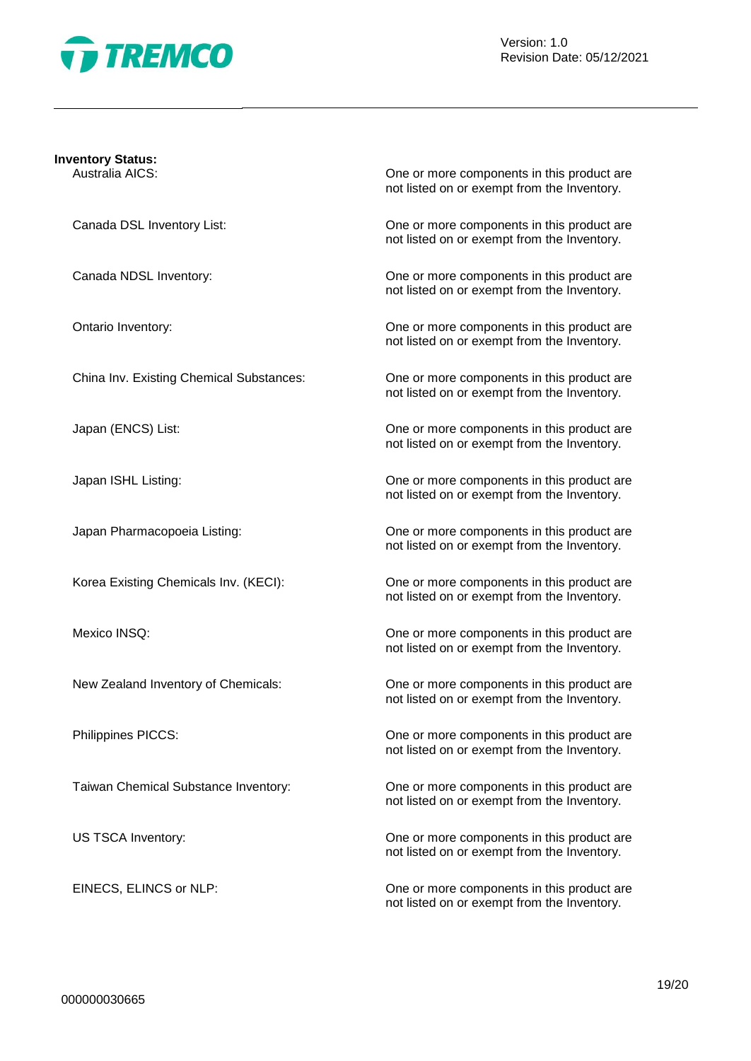**Inventory Status:**

| | |
|---|---|
| Australia AICS: | One or more components in this product are not listed on or exempt from the Inventory. |
| Canada DSL Inventory List: | One or more components in this product are not listed on or exempt from the Inventory. |
| Canada NDSL Inventory: | One or more components in this product are not listed on or exempt from the Inventory. |
| Ontario Inventory: | One or more components in this product are not listed on or exempt from the Inventory. |
| China Inv. Existing Chemical Substances: | One or more components in this product are not listed on or exempt from the Inventory. |
| Japan (ENCS) List: | One or more components in this product are not listed on or exempt from the Inventory. |
| Japan ISHL Listing: | One or more components in this product are not listed on or exempt from the Inventory. |
| Japan Pharmacopoeia Listing: | One or more components in this product are not listed on or exempt from the Inventory. |
| Korea Existing Chemicals Inv. (KECI): | One or more components in this product are not listed on or exempt from the Inventory. |
| Mexico INSQ: | One or more components in this product are not listed on or exempt from the Inventory. |
| New Zealand Inventory of Chemicals: | One or more components in this product are not listed on or exempt from the Inventory. |
| Philippines PICCS: | One or more components in this product are not listed on or exempt from the Inventory. |
| Taiwan Chemical Substance Inventory: | One or more components in this product are not listed on or exempt from the Inventory. |
| US TSCA Inventory: | One or more components in this product are not listed on or exempt from the Inventory. |
| EINECS, ELINCS or NLP: | One or more components in this product are not listed on or exempt from the Inventory. |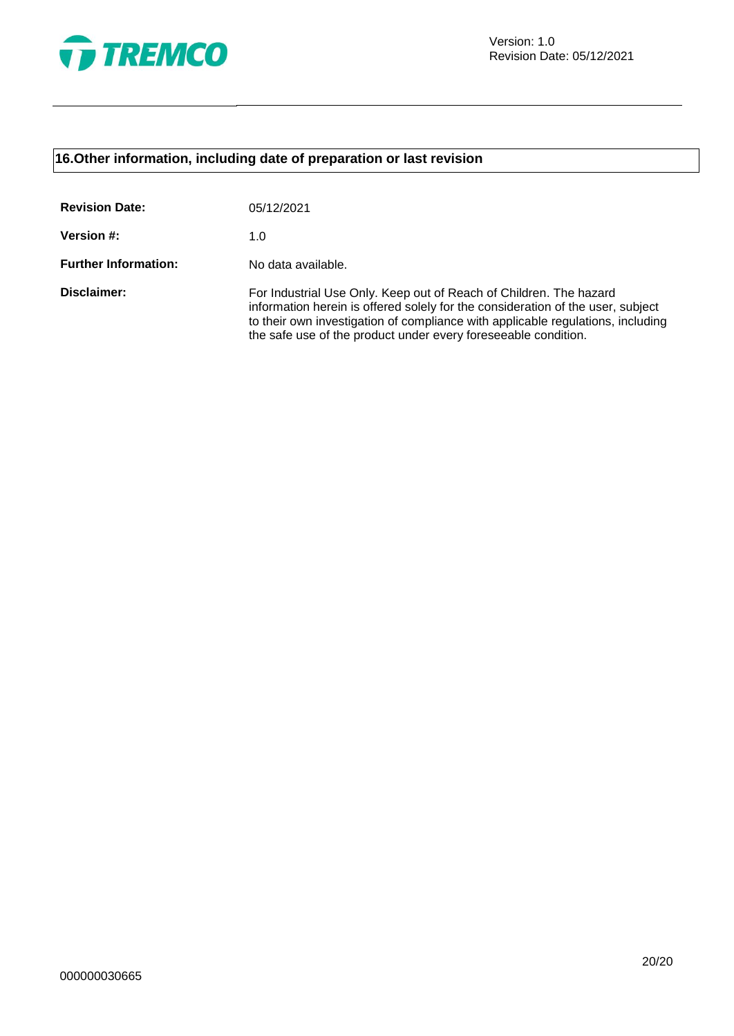## 16.Other information, including date of preparation or last revision

| | |
|---|---|
| **Revision Date:** | 05/12/2021 |
| **Version #:** | 1.0 |
| **Further Information:** | No data available. |
| **Disclaimer:** | For Industrial Use Only. Keep out of Reach of Children. The hazard information herein is offered solely for the consideration of the user, subject to their own investigation of compliance with applicable regulations, including the safe use of the product under every foreseeable condition. |